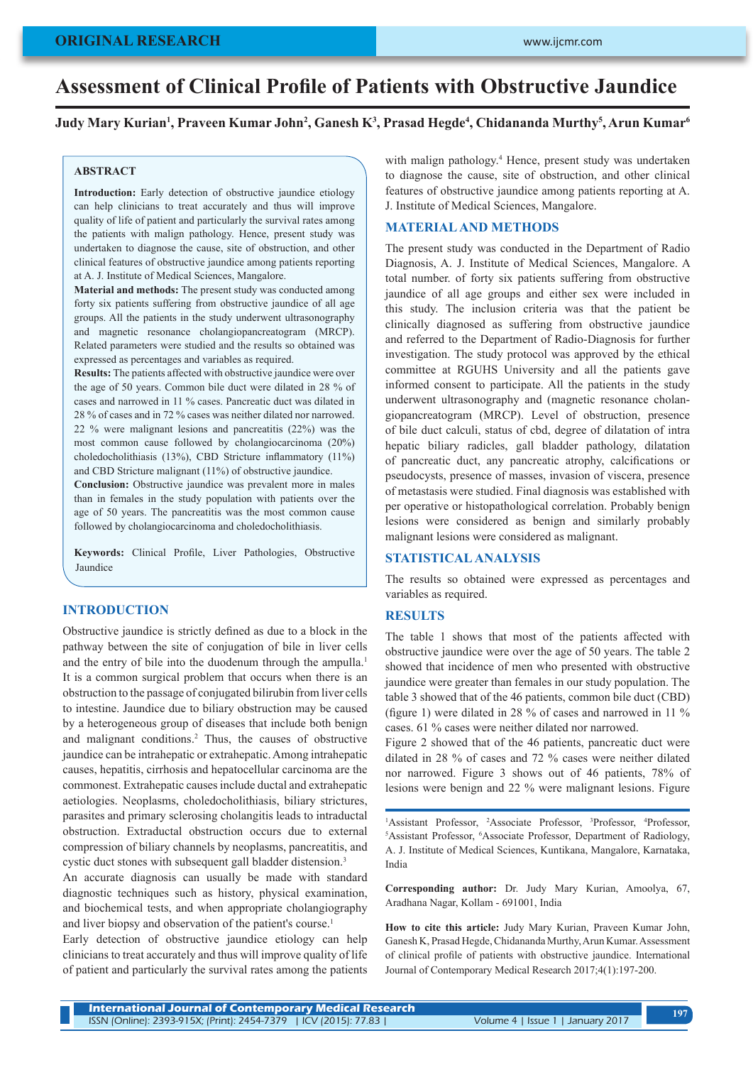ORIGINAL RESEARCH

# Assessment of Clinical Profile of Patients with Obstructive Jaundice

**Judy Mary Kurian[1], Praveen Kumar John[2], Ganesh K[3], Prasad Hegde[4], Chidananda Murthy[5], Arun Kumar[6]**

## ABSTRACT

**Introduction:** Early detection of obstructive jaundice etiology can help clinicians to treat accurately and thus will improve quality of life of patient and particularly the survival rates among the patients with malign pathology. Hence, present study was undertaken to diagnose the cause, site of obstruction, and other clinical features of obstructive jaundice among patients reporting at A. J. Institute of Medical Sciences, Mangalore.

**Material and methods:** The present study was conducted among forty six patients suffering from obstructive jaundice of all age groups. All the patients in the study underwent ultrasonography and magnetic resonance cholangiopancreatogram (MRCP). Related parameters were studied and the results so obtained was expressed as percentages and variables as required.

**Results:** The patients affected with obstructive jaundice were over the age of 50 years. Common bile duct were dilated in 28 % of cases and narrowed in 11 % cases. Pancreatic duct was dilated in 28 % of cases and in 72 % cases was neither dilated nor narrowed. 22 % were malignant lesions and pancreatitis (22%) was the most common cause followed by cholangiocarcinoma (20%) choledocholithiasis (13%), CBD Stricture inflammatory (11%) and CBD Stricture malignant (11%) of obstructive jaundice.

**Conclusion:** Obstructive jaundice was prevalent more in males than in females in the study population with patients over the age of 50 years. The pancreatitis was the most common cause followed by cholangiocarcinoma and choledocholithiasis.

**Keywords:** Clinical Profile, Liver Pathologies, Obstructive Jaundice

## INTRODUCTION

Obstructive jaundice is strictly defined as due to a block in the pathway between the site of conjugation of bile in liver cells and the entry of bile into the duodenum through the ampulla.[1] It is a common surgical problem that occurs when there is an obstruction to the passage of conjugated bilirubin from liver cells to intestine. Jaundice due to biliary obstruction may be caused by a heterogeneous group of diseases that include both benign and malignant conditions.[2] Thus, the causes of obstructive jaundice can be intrahepatic or extrahepatic. Among intrahepatic causes, hepatitis, cirrhosis and hepatocellular carcinoma are the commonest. Extrahepatic causes include ductal and extrahepatic aetiologies. Neoplasms, choledocholithiasis, biliary strictures, parasites and primary sclerosing cholangitis leads to intraductal obstruction. Extraductal obstruction occurs due to external compression of biliary channels by neoplasms, pancreatitis, and cystic duct stones with subsequent gall bladder distension.[3]

An accurate diagnosis can usually be made with standard diagnostic techniques such as history, physical examination, and biochemical tests, and when appropriate cholangiography and liver biopsy and observation of the patient's course.[1]

Early detection of obstructive jaundice etiology can help clinicians to treat accurately and thus will improve quality of life of patient and particularly the survival rates among the patients with malign pathology.[4] Hence, present study was undertaken to diagnose the cause, site of obstruction, and other clinical features of obstructive jaundice among patients reporting at A. J. Institute of Medical Sciences, Mangalore.

## MATERIAL AND METHODS

The present study was conducted in the Department of Radio Diagnosis, A. J. Institute of Medical Sciences, Mangalore. A total number. of forty six patients suffering from obstructive jaundice of all age groups and either sex were included in this study. The inclusion criteria was that the patient be clinically diagnosed as suffering from obstructive jaundice and referred to the Department of Radio-Diagnosis for further investigation. The study protocol was approved by the ethical committee at RGUHS University and all the patients gave informed consent to participate. All the patients in the study underwent ultrasonography and (magnetic resonance cholangiopancreatogram (MRCP). Level of obstruction, presence of bile duct calculi, status of cbd, degree of dilatation of intra hepatic biliary radicles, gall bladder pathology, dilatation of pancreatic duct, any pancreatic atrophy, calcifications or pseudocysts, presence of masses, invasion of viscera, presence of metastasis were studied. Final diagnosis was established with per operative or histopathological correlation. Probably benign lesions were considered as benign and similarly probably malignant lesions were considered as malignant.

## STATISTICAL ANALYSIS

The results so obtained were expressed as percentages and variables as required.

## RESULTS

The table 1 shows that most of the patients affected with obstructive jaundice were over the age of 50 years. The table 2 showed that incidence of men who presented with obstructive jaundice were greater than females in our study population. The table 3 showed that of the 46 patients, common bile duct (CBD) (figure 1) were dilated in 28 % of cases and narrowed in 11 % cases. 61 % cases were neither dilated nor narrowed.

Figure 2 showed that of the 46 patients, pancreatic duct were dilated in 28 % of cases and 72 % cases were neither dilated nor narrowed. Figure 3 shows out of 46 patients, 78% of lesions were benign and 22 % were malignant lesions. Figure

[1]Assistant Professor, [2]Associate Professor, [3]Professor, [4]Professor, [5]Assistant Professor, [6]Associate Professor, Department of Radiology, A. J. Institute of Medical Sciences, Kuntikana, Mangalore, Karnataka, India

**Corresponding author:** Dr. Judy Mary Kurian, Amoolya, 67, Aradhana Nagar, Kollam - 691001, India

**How to cite this article:** Judy Mary Kurian, Praveen Kumar John, Ganesh K, Prasad Hegde, Chidananda Murthy, Arun Kumar. Assessment of clinical profile of patients with obstructive jaundice. International Journal of Contemporary Medical Research 2017;4(1):197-200.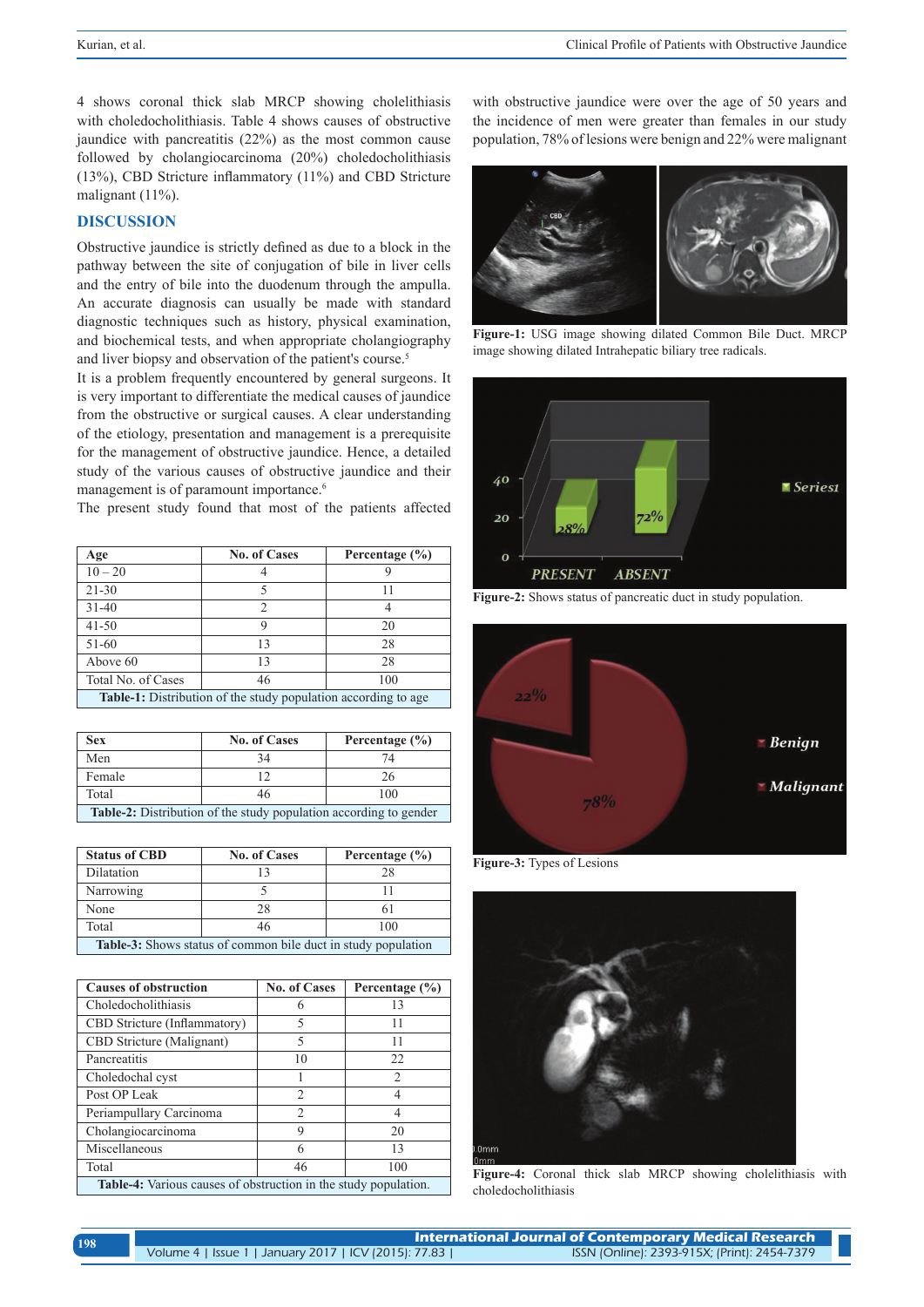4 shows coronal thick slab MRCP showing cholelithiasis with choledocholithiasis. Table 4 shows causes of obstructive jaundice with pancreatitis (22%) as the most common cause followed by cholangiocarcinoma (20%) choledocholithiasis (13%), CBD Stricture inflammatory (11%) and CBD Stricture malignant (11%).

## DISCUSSION

Obstructive jaundice is strictly defined as due to a block in the pathway between the site of conjugation of bile in liver cells and the entry of bile into the duodenum through the ampulla. An accurate diagnosis can usually be made with standard diagnostic techniques such as history, physical examination, and biochemical tests, and when appropriate cholangiography and liver biopsy and observation of the patient's course.[5]

It is a problem frequently encountered by general surgeons. It is very important to differentiate the medical causes of jaundice from the obstructive or surgical causes. A clear understanding of the etiology, presentation and management is a prerequisite for the management of obstructive jaundice. Hence, a detailed study of the various causes of obstructive jaundice and their management is of paramount importance.[6]

The present study found that most of the patients affected with obstructive jaundice were over the age of 50 years and the incidence of men were greater than females in our study population, 78% of lesions were benign and 22% were malignant

| Age | No. of Cases | Percentage (%) |
|---|---|---|
| 10 – 20 | 4 | 9 |
| 21-30 | 5 | 11 |
| 31-40 | 2 | 4 |
| 41-50 | 9 | 20 |
| 51-60 | 13 | 28 |
| Above 60 | 13 | 28 |
| Total No. of Cases | 46 | 100 |

**Table-1:** Distribution of the study population according to age

| Sex | No. of Cases | Percentage (%) |
|---|---|---|
| Men | 34 | 74 |
| Female | 12 | 26 |
| Total | 46 | 100 |

**Table-2:** Distribution of the study population according to gender

| Status of CBD | No. of Cases | Percentage (%) |
|---|---|---|
| Dilatation | 13 | 28 |
| Narrowing | 5 | 11 |
| None | 28 | 61 |
| Total | 46 | 100 |

**Table-3:** Shows status of common bile duct in study population

| Causes of obstruction | No. of Cases | Percentage (%) |
|---|---|---|
| Choledocholithiasis | 6 | 13 |
| CBD Stricture (Inflammatory) | 5 | 11 |
| CBD Stricture (Malignant) | 5 | 11 |
| Pancreatitis | 10 | 22 |
| Choledochal cyst | 1 | 2 |
| Post OP Leak | 2 | 4 |
| Periampullary Carcinoma | 2 | 4 |
| Cholangiocarcinoma | 9 | 20 |
| Miscellaneous | 6 | 13 |
| Total | 46 | 100 |

**Table-4:** Various causes of obstruction in the study population.

**Figure-1:** USG image showing dilated Common Bile Duct. MRCP image showing dilated Intrahepatic biliary tree radicals.

**Figure-2:** Shows status of pancreatic duct in study population.

**Figure-3:** Types of Lesions

**Figure-4:** Coronal thick slab MRCP showing cholelithiasis with choledocholithiasis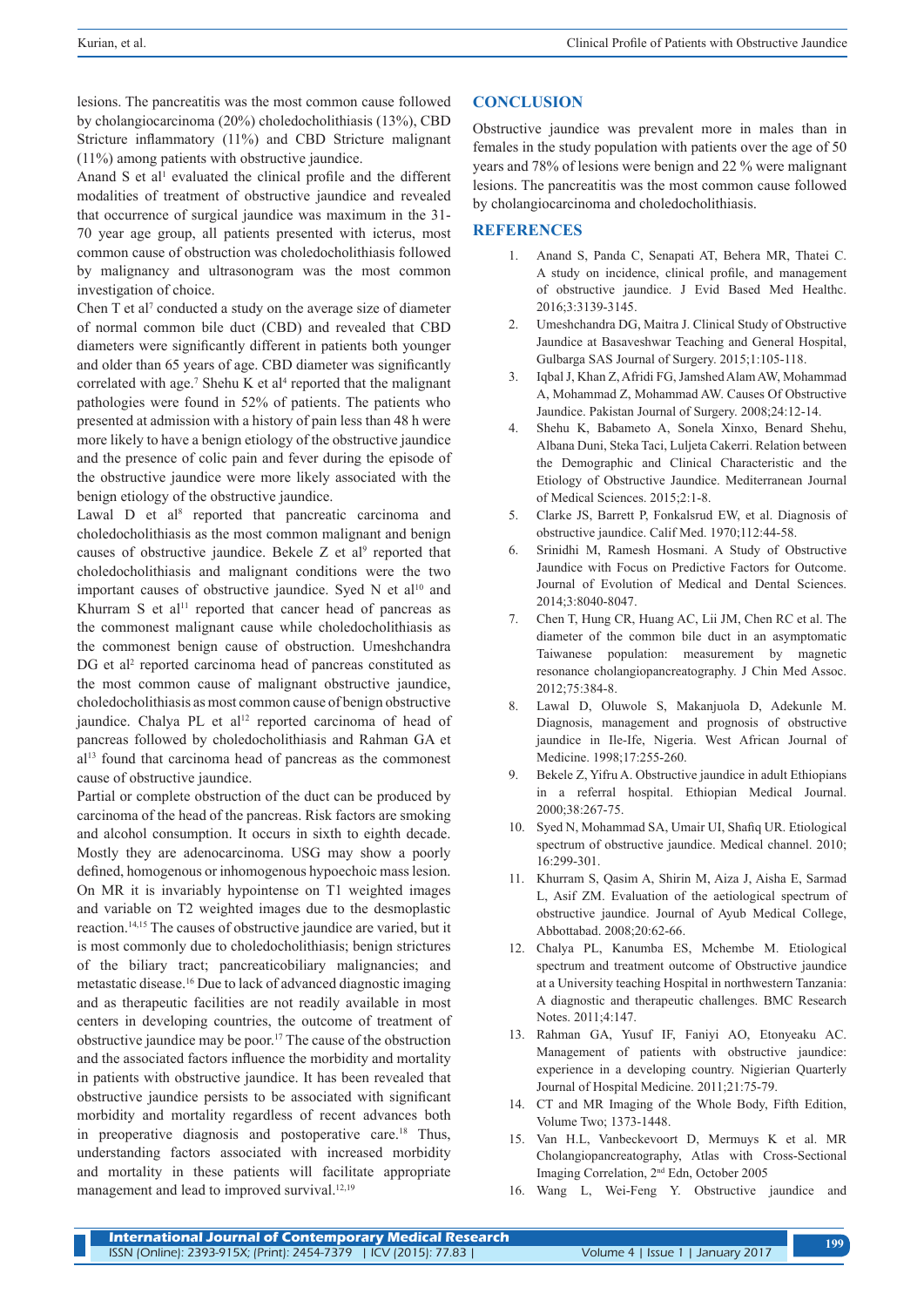lesions. The pancreatitis was the most common cause followed by cholangiocarcinoma (20%) choledocholithiasis (13%), CBD Stricture inflammatory (11%) and CBD Stricture malignant (11%) among patients with obstructive jaundice.

Anand S et al[1] evaluated the clinical profile and the different modalities of treatment of obstructive jaundice and revealed that occurrence of surgical jaundice was maximum in the 31-70 year age group, all patients presented with icterus, most common cause of obstruction was choledocholithiasis followed by malignancy and ultrasonogram was the most common investigation of choice.

Chen T et al[7] conducted a study on the average size of diameter of normal common bile duct (CBD) and revealed that CBD diameters were significantly different in patients both younger and older than 65 years of age. CBD diameter was significantly correlated with age.[7] Shehu K et al[4] reported that the malignant pathologies were found in 52% of patients. The patients who presented at admission with a history of pain less than 48 h were more likely to have a benign etiology of the obstructive jaundice and the presence of colic pain and fever during the episode of the obstructive jaundice were more likely associated with the benign etiology of the obstructive jaundice.

Lawal D et al[8] reported that pancreatic carcinoma and choledocholithiasis as the most common malignant and benign causes of obstructive jaundice. Bekele Z et al[9] reported that choledocholithiasis and malignant conditions were the two important causes of obstructive jaundice. Syed N et al[10] and Khurram S et al[11] reported that cancer head of pancreas as the commonest malignant cause while choledocholithiasis as the commonest benign cause of obstruction. Umeshchandra DG et al[2] reported carcinoma head of pancreas constituted as the most common cause of malignant obstructive jaundice, choledocholithiasis as most common cause of benign obstructive jaundice. Chalya PL et al[12] reported carcinoma of head of pancreas followed by choledocholithiasis and Rahman GA et al[13] found that carcinoma head of pancreas as the commonest cause of obstructive jaundice.

Partial or complete obstruction of the duct can be produced by carcinoma of the head of the pancreas. Risk factors are smoking and alcohol consumption. It occurs in sixth to eighth decade. Mostly they are adenocarcinoma. USG may show a poorly defined, homogenous or inhomogenous hypoechoic mass lesion. On MR it is invariably hypointense on T1 weighted images and variable on T2 weighted images due to the desmoplastic reaction.[14,15] The causes of obstructive jaundice are varied, but it is most commonly due to choledocholithiasis; benign strictures of the biliary tract; pancreaticobiliary malignancies; and metastatic disease.[16] Due to lack of advanced diagnostic imaging and as therapeutic facilities are not readily available in most centers in developing countries, the outcome of treatment of obstructive jaundice may be poor.[17] The cause of the obstruction and the associated factors influence the morbidity and mortality in patients with obstructive jaundice. It has been revealed that obstructive jaundice persists to be associated with significant morbidity and mortality regardless of recent advances both in preoperative diagnosis and postoperative care.[18] Thus, understanding factors associated with increased morbidity and mortality in these patients will facilitate appropriate management and lead to improved survival.[12,19]

## CONCLUSION

Obstructive jaundice was prevalent more in males than in females in the study population with patients over the age of 50 years and 78% of lesions were benign and 22 % were malignant lesions. The pancreatitis was the most common cause followed by cholangiocarcinoma and choledocholithiasis.

## REFERENCES

1. Anand S, Panda C, Senapati AT, Behera MR, Thatei C. A study on incidence, clinical profile, and management of obstructive jaundice. J Evid Based Med Healthc. 2016;3:3139-3145.
2. Umeshchandra DG, Maitra J. Clinical Study of Obstructive Jaundice at Basaveshwar Teaching and General Hospital, Gulbarga SAS Journal of Surgery. 2015;1:105-118.
3. Iqbal J, Khan Z, Afridi FG, Jamshed Alam AW, Mohammad A, Mohammad Z, Mohammad AW. Causes Of Obstructive Jaundice. Pakistan Journal of Surgery. 2008;24:12-14.
4. Shehu K, Babameto A, Sonela Xinxo, Benard Shehu, Albana Duni, Steka Taci, Luljeta Cakerri. Relation between the Demographic and Clinical Characteristic and the Etiology of Obstructive Jaundice. Mediterranean Journal of Medical Sciences. 2015;2:1-8.
5. Clarke JS, Barrett P, Fonkalsrud EW, et al. Diagnosis of obstructive jaundice. Calif Med. 1970;112:44-58.
6. Srinidhi M, Ramesh Hosmani. A Study of Obstructive Jaundice with Focus on Predictive Factors for Outcome. Journal of Evolution of Medical and Dental Sciences. 2014;3:8040-8047.
7. Chen T, Hung CR, Huang AC, Lii JM, Chen RC et al. The diameter of the common bile duct in an asymptomatic Taiwanese population: measurement by magnetic resonance cholangiopancreatography. J Chin Med Assoc. 2012;75:384-8.
8. Lawal D, Oluwole S, Makanjuola D, Adekunle M. Diagnosis, management and prognosis of obstructive jaundice in Ile-Ife, Nigeria. West African Journal of Medicine. 1998;17:255-260.
9. Bekele Z, Yifru A. Obstructive jaundice in adult Ethiopians in a referral hospital. Ethiopian Medical Journal. 2000;38:267-75.
10. Syed N, Mohammad SA, Umair UI, Shafiq UR. Etiological spectrum of obstructive jaundice. Medical channel. 2010; 16:299-301.
11. Khurram S, Qasim A, Shirin M, Aiza J, Aisha E, Sarmad L, Asif ZM. Evaluation of the aetiological spectrum of obstructive jaundice. Journal of Ayub Medical College, Abbottabad. 2008;20:62-66.
12. Chalya PL, Kanumba ES, Mchembe M. Etiological spectrum and treatment outcome of Obstructive jaundice at a University teaching Hospital in northwestern Tanzania: A diagnostic and therapeutic challenges. BMC Research Notes. 2011;4:147.
13. Rahman GA, Yusuf IF, Faniyi AO, Etonyeaku AC. Management of patients with obstructive jaundice: experience in a developing country. Nigerian Quarterly Journal of Hospital Medicine. 2011;21:75-79.
14. CT and MR Imaging of the Whole Body, Fifth Edition, Volume Two; 1373-1448.
15. Van H.L, Vanbeckevoort D, Mermuys K et al. MR Cholangiopancreatography, Atlas with Cross-Sectional Imaging Correlation, 2nd Edn, October 2005
16. Wang L, Wei-Feng Y. Obstructive jaundice and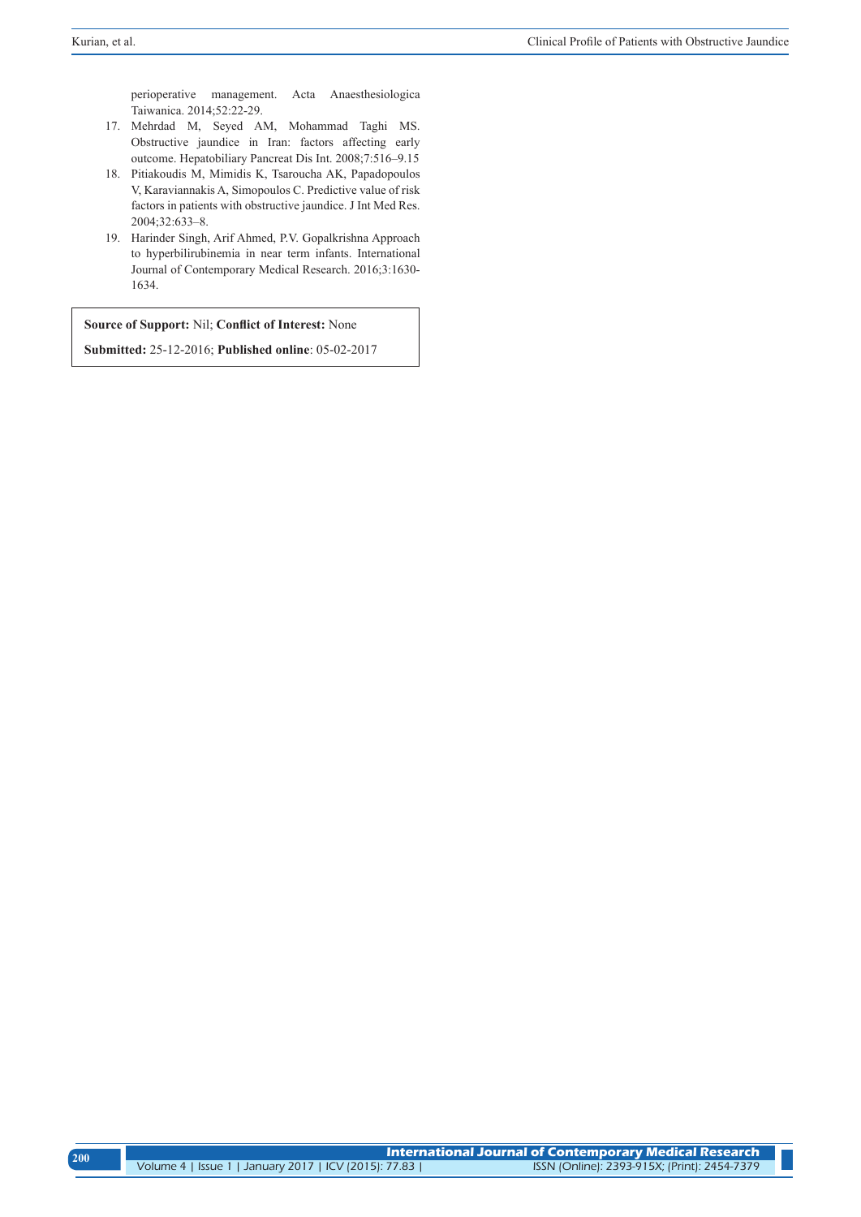perioperative management. Acta Anaesthesiologica Taiwanica. 2014;52:22-29.

17. Mehrdad M, Seyed AM, Mohammad Taghi MS. Obstructive jaundice in Iran: factors affecting early outcome. Hepatobiliary Pancreat Dis Int. 2008;7:516–9.15
18. Pitiakoudis M, Mimidis K, Tsaroucha AK, Papadopoulos V, Karaviannakis A, Simopoulos C. Predictive value of risk factors in patients with obstructive jaundice. J Int Med Res. 2004;32:633–8.
19. Harinder Singh, Arif Ahmed, P.V. Gopalkrishna Approach to hyperbilirubinemia in near term infants. International Journal of Contemporary Medical Research. 2016;3:1630-1634.

**Source of Support:** Nil; **Conflict of Interest:** None

**Submitted:** 25-12-2016; **Published online**: 05-02-2017